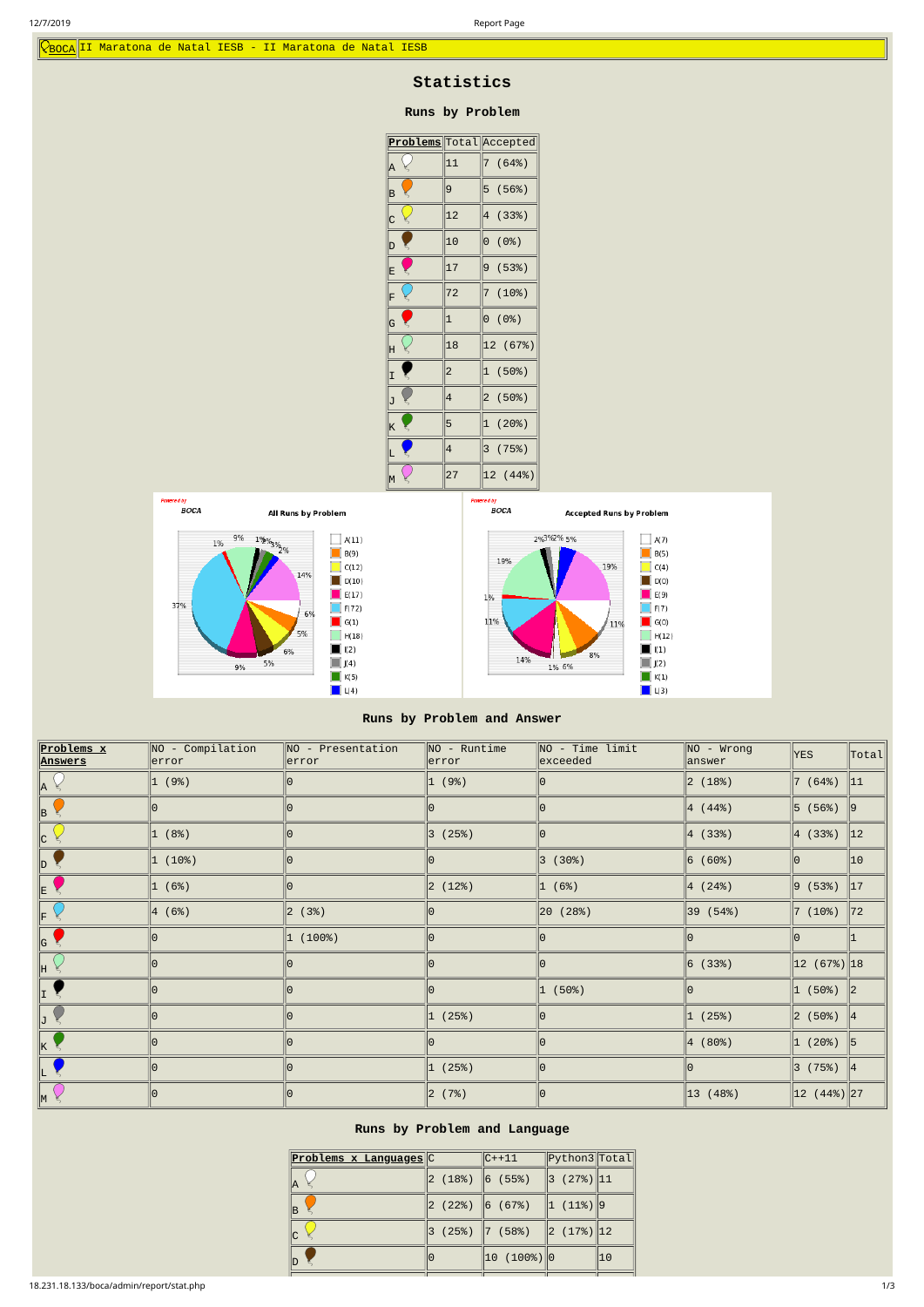BOCA II Maratona de Natal IESB - II Maratona de Natal IESB

## Statistics

### Runs by Problem

| Problems | Total | Accepted |
|---|---|---|
| A | 11 | 7 (64%) |
| B | 9 | 5 (56%) |
| C | 12 | 4 (33%) |
| D | 10 | 0 (0%) |
| E | 17 | 9 (53%) |
| F | 72 | 7 (10%) |
| G | 1 | 0 (0%) |
| H | 18 | 12 (67%) |
| I | 2 | 1 (50%) |
| J | 4 | 2 (50%) |
| K | 5 | 1 (20%) |
| L | 4 | 3 (75%) |
| M | 27 | 12 (44%) |

### Runs by Problem and Answer

| Problems x Answers | NO - Compilation error | NO - Presentation error | NO - Runtime error | NO - Time limit exceeded | NO - Wrong answer | YES | Total |
|---|---|---|---|---|---|---|---|
| A | 1 (9%) | 0 | 1 (9%) | 0 | 2 (18%) | 7 (64%) | 11 |
| B | 0 | 0 | 0 | 0 | 4 (44%) | 5 (56%) | 9 |
| C | 1 (8%) | 0 | 3 (25%) | 0 | 4 (33%) | 4 (33%) | 12 |
| D | 1 (10%) | 0 | 0 | 3 (30%) | 6 (60%) | 0 | 10 |
| E | 1 (6%) | 0 | 2 (12%) | 1 (6%) | 4 (24%) | 9 (53%) | 17 |
| F | 4 (6%) | 2 (3%) | 0 | 20 (28%) | 39 (54%) | 7 (10%) | 72 |
| G | 0 | 1 (100%) | 0 | 0 | 0 | 0 | 1 |
| H | 0 | 0 | 0 | 0 | 6 (33%) | 12 (67%) | 18 |
| I | 0 | 0 | 0 | 1 (50%) | 0 | 1 (50%) | 2 |
| J | 0 | 0 | 1 (25%) | 0 | 1 (25%) | 2 (50%) | 4 |
| K | 0 | 0 | 0 | 0 | 4 (80%) | 1 (20%) | 5 |
| L | 0 | 0 | 1 (25%) | 0 | 0 | 3 (75%) | 4 |
| M | 0 | 0 | 2 (7%) | 0 | 13 (48%) | 12 (44%) | 27 |

### Runs by Problem and Language

| Problems x Languages | C | C++11 | Python3 | Total |
|---|---|---|---|---|
| A | 2 (18%) | 6 (55%) | 3 (27%) | 11 |
| B | 2 (22%) | 6 (67%) | 1 (11%) | 9 |
| C | 3 (25%) | 7 (58%) | 2 (17%) | 12 |
| D | 0 | 10 (100%) | 0 | 10 |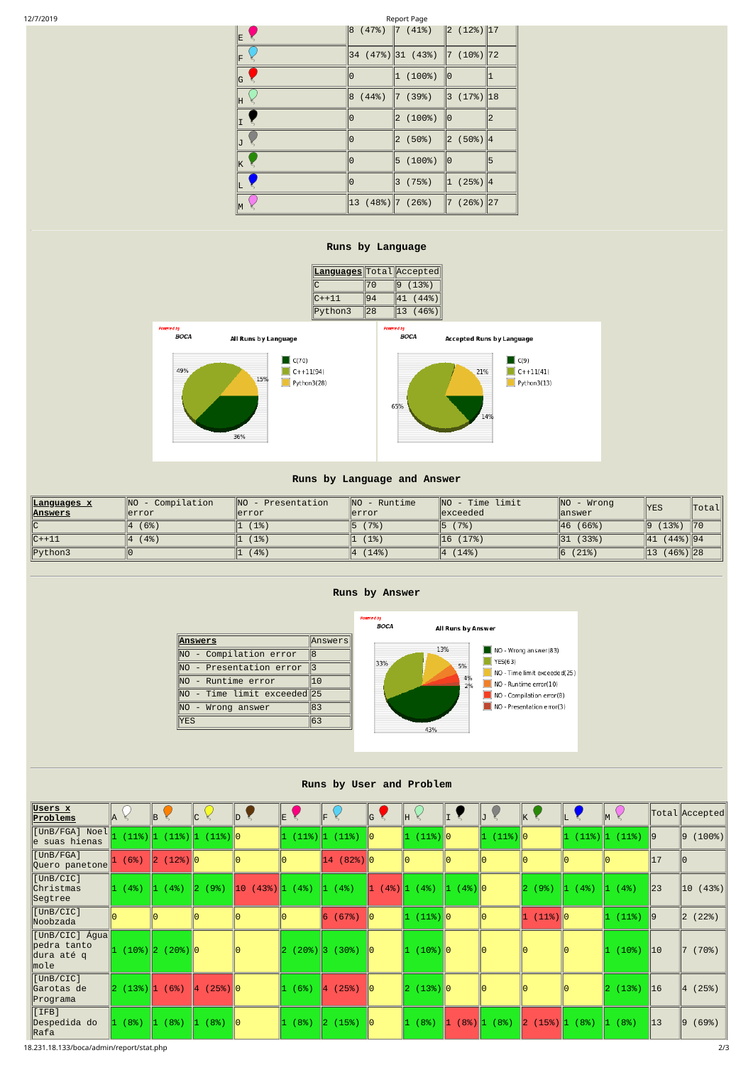| | | | | |
|---|---|---|---|---|
| E | 8 (47%) | 7 (41%) | 2 (12%) | 17 |
| F | 34 (47%) | 31 (43%) | 7 (10%) | 72 |
| G | 0 | 1 (100%) | 0 | 1 |
| H | 8 (44%) | 7 (39%) | 3 (17%) | 18 |
| I | 0 | 2 (100%) | 0 | 2 |
| J | 0 | 2 (50%) | 2 (50%) | 4 |
| K | 0 | 5 (100%) | 0 | 5 |
| L | 0 | 3 (75%) | 1 (25%) | 4 |
| M | 13 (48%) | 7 (26%) | 7 (26%) | 27 |

## Runs by Language

| Languages | Total | Accepted |
|---|---|---|
| C | 70 | 9 (13%) |
| C++11 | 94 | 41 (44%) |
| Python3 | 28 | 13 (46%) |

## Runs by Language and Answer

| Languages x Answers | NO - Compilation error | NO - Presentation error | NO - Runtime error | NO - Time limit exceeded | NO - Wrong answer | YES | Total |
|---|---|---|---|---|---|---|---|
| C | 4 (6%) | 1 (1%) | 5 (7%) | 5 (7%) | 46 (66%) | 9 (13%) | 70 |
| C++11 | 4 (4%) | 1 (1%) | 1 (1%) | 16 (17%) | 31 (33%) | 41 (44%) | 94 |
| Python3 | 0 | 1 (4%) | 4 (14%) | 4 (14%) | 6 (21%) | 13 (46%) | 28 |

## Runs by Answer

| Answers | Answers |
|---|---|
| NO - Compilation error | 8 |
| NO - Presentation error | 3 |
| NO - Runtime error | 10 |
| NO - Time limit exceeded | 25 |
| NO - Wrong answer | 83 |
| YES | 63 |

## Runs by User and Problem

| Users x Problems | A | B | C | D | E | F | G | H | I | J | K | L | M | Total | Accepted |
|---|---|---|---|---|---|---|---|---|---|---|---|---|---|---|---|
| [UnB/FGA] Noel e suas hienas | 1 (11%) | 1 (11%) | 1 (11%) | 0 | 1 (11%) | 1 (11%) | 0 | 1 (11%) | 0 | 1 (11%) | 0 | 1 (11%) | 1 (11%) | 9 | 9 (100%) |
| [UnB/FGA] Quero panetone | 1 (6%) | 2 (12%) | 0 | 0 | 0 | 14 (82%) | 0 | 0 | 0 | 0 | 0 | 0 | 0 | 17 | 0 |
| [UnB/CIC] Christmas Segtree | 1 (4%) | 1 (4%) | 2 (9%) | 10 (43%) | 1 (4%) | 1 (4%) | 1 (4%) | 1 (4%) | 1 (4%) | 0 | 2 (9%) | 1 (4%) | 1 (4%) | 23 | 10 (43%) |
| [UnB/CIC] Noobzada | 0 | 0 | 0 | 0 | 0 | 6 (67%) | 0 | 1 (11%) | 0 | 0 | 1 (11%) | 0 | 1 (11%) | 9 | 2 (22%) |
| [UnB/CIC] Água pedra tanto dura até q mole | 1 (10%) | 2 (20%) | 0 | 0 | 2 (20%) | 3 (30%) | 0 | 1 (10%) | 0 | 0 | 0 | 0 | 1 (10%) | 10 | 7 (70%) |
| [UnB/CIC] Garotas de Programa | 2 (13%) | 1 (6%) | 4 (25%) | 0 | 1 (6%) | 4 (25%) | 0 | 2 (13%) | 0 | 0 | 0 | 0 | 2 (13%) | 16 | 4 (25%) |
| [IFB] Despedida do Rafa | 1 (8%) | 1 (8%) | 1 (8%) | 0 | 1 (8%) | 2 (15%) | 0 | 1 (8%) | 1 (8%) | 1 (8%) | 2 (15%) | 1 (8%) | 1 (8%) | 13 | 9 (69%) |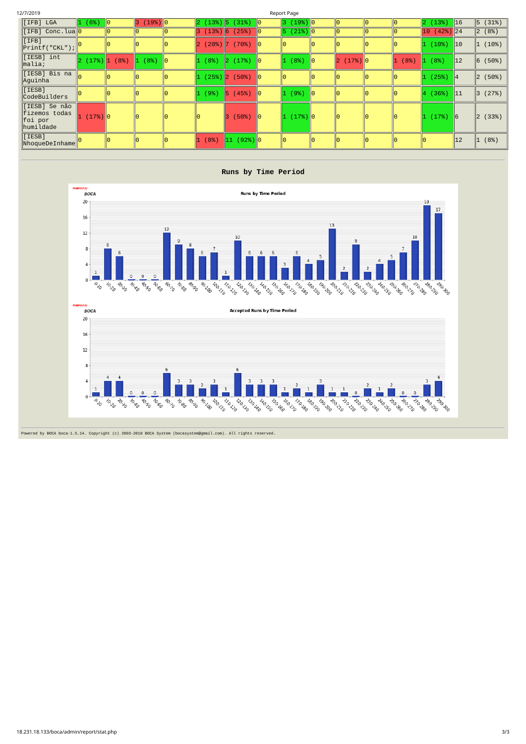| | | | | | | | | | | | | | | | |
|---|---|---|---|---|---|---|---|---|---|---|---|---|---|---|---|
| [IFB] LGA | 1 (6%) | 0 | 3 (19%) | 0 | 2 (13%) | 5 (31%) | 0 | 3 (19%) | 0 | 0 | 0 | 0 | 2 (13%) | 16 | 5 (31%) |
| [IFB] Conc.lua | 0 | 0 | 0 | 0 | 3 (13%) | 6 (25%) | 0 | 5 (21%) | 0 | 0 | 0 | 0 | 10 (42%) | 24 | 2 (8%) |
| [IFB] Printf("CKL"); | 0 | 0 | 0 | 0 | 2 (20%) | 7 (70%) | 0 | 0 | 0 | 0 | 0 | 0 | 1 (10%) | 10 | 1 (10%) |
| [IESB] int malia; | 2 (17%) | 1 (8%) | 1 (8%) | 0 | 1 (8%) | 2 (17%) | 0 | 1 (8%) | 0 | 2 (17%) | 0 | 1 (8%) | 1 (8%) | 12 | 6 (50%) |
| [IESB] Bis na Aguinha | 0 | 0 | 0 | 0 | 1 (25%) | 2 (50%) | 0 | 0 | 0 | 0 | 0 | 0 | 1 (25%) | 4 | 2 (50%) |
| [IESB] CodeBuilders | 0 | 0 | 0 | 0 | 1 (9%) | 5 (45%) | 0 | 1 (9%) | 0 | 0 | 0 | 0 | 4 (36%) | 11 | 3 (27%) |
| [IESB] Se não fizemos todas foi por humildade | 1 (17%) | 0 | 0 | 0 | 0 | 3 (50%) | 0 | 1 (17%) | 0 | 0 | 0 | 0 | 1 (17%) | 6 | 2 (33%) |
| [IESB] NhoqueDeInhame | 0 | 0 | 0 | 0 | 1 (8%) | 11 (92%) | 0 | 0 | 0 | 0 | 0 | 0 | 0 | 12 | 1 (8%) |

## Runs by Time Period

Powered by BOCA

Runs by Time Period

20 16 12 8 4 0

1 8 6 0 0 0 12 9 8 6 7 1 10 6 6 6 3 6 4 5 13 2 9 2 4 5 7 10 19 17

0-10 10-20 20-30 30-40 40-50 50-60 60-70 70-80 80-90 90-100 100-110 110-120 120-130 130-140 140-150 150-160 160-170 170-180 180-190 190-200 200-210 210-220 220-230 230-240 240-250 250-260 260-270 270-280 280-290 290-300

Powered by BOCA

Accepted Runs by Time Period

20 16 12 8 4 0

1 4 4 0 0 0 6 3 3 2 3 1 6 3 3 3 1 2 1 3 1 1 0 2 1 2 0 0 3 4

0-10 10-20 20-30 30-40 40-50 50-60 60-70 70-80 80-90 90-100 100-110 110-120 120-130 130-140 140-150 150-160 160-170 170-180 180-190 190-200 200-210 210-220 220-230 230-240 240-250 250-260 260-270 270-280 280-290 290-300

Powered by BOCA boca-1.5.14. Copyright (c) 2003-2018 BOCA System (bocasystem@gmail.com). All rights reserved.